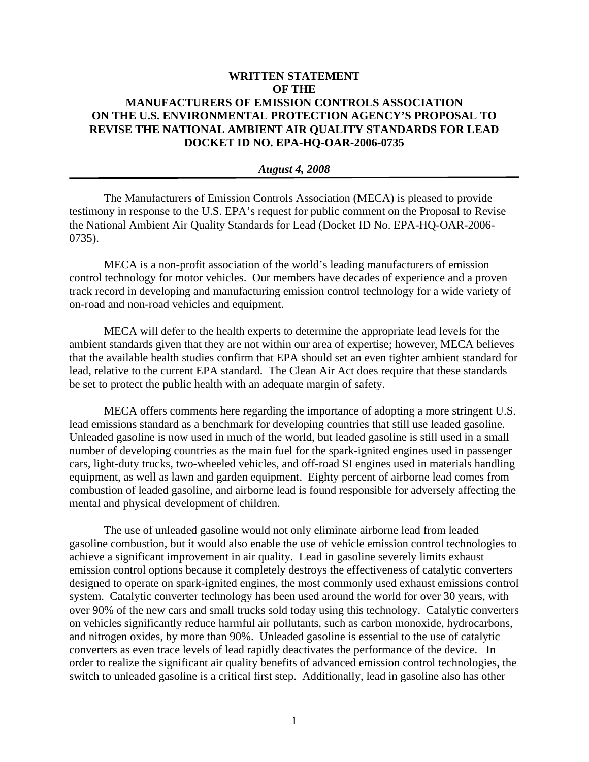**WRITTEN STATEMENT**
**OF THE**
**MANUFACTURERS OF EMISSION CONTROLS ASSOCIATION**
**ON THE U.S. ENVIRONMENTAL PROTECTION AGENCY'S PROPOSAL TO REVISE THE NATIONAL AMBIENT AIR QUALITY STANDARDS FOR LEAD**
**DOCKET ID NO. EPA-HQ-OAR-2006-0735**

***August 4, 2008***

---

The Manufacturers of Emission Controls Association (MECA) is pleased to provide testimony in response to the U.S. EPA's request for public comment on the Proposal to Revise the National Ambient Air Quality Standards for Lead (Docket ID No. EPA-HQ-OAR-2006-0735).

MECA is a non-profit association of the world's leading manufacturers of emission control technology for motor vehicles. Our members have decades of experience and a proven track record in developing and manufacturing emission control technology for a wide variety of on-road and non-road vehicles and equipment.

MECA will defer to the health experts to determine the appropriate lead levels for the ambient standards given that they are not within our area of expertise; however, MECA believes that the available health studies confirm that EPA should set an even tighter ambient standard for lead, relative to the current EPA standard. The Clean Air Act does require that these standards be set to protect the public health with an adequate margin of safety.

MECA offers comments here regarding the importance of adopting a more stringent U.S. lead emissions standard as a benchmark for developing countries that still use leaded gasoline. Unleaded gasoline is now used in much of the world, but leaded gasoline is still used in a small number of developing countries as the main fuel for the spark-ignited engines used in passenger cars, light-duty trucks, two-wheeled vehicles, and off-road SI engines used in materials handling equipment, as well as lawn and garden equipment. Eighty percent of airborne lead comes from combustion of leaded gasoline, and airborne lead is found responsible for adversely affecting the mental and physical development of children.

The use of unleaded gasoline would not only eliminate airborne lead from leaded gasoline combustion, but it would also enable the use of vehicle emission control technologies to achieve a significant improvement in air quality. Lead in gasoline severely limits exhaust emission control options because it completely destroys the effectiveness of catalytic converters designed to operate on spark-ignited engines, the most commonly used exhaust emissions control system. Catalytic converter technology has been used around the world for over 30 years, with over 90% of the new cars and small trucks sold today using this technology. Catalytic converters on vehicles significantly reduce harmful air pollutants, such as carbon monoxide, hydrocarbons, and nitrogen oxides, by more than 90%. Unleaded gasoline is essential to the use of catalytic converters as even trace levels of lead rapidly deactivates the performance of the device. In order to realize the significant air quality benefits of advanced emission control technologies, the switch to unleaded gasoline is a critical first step. Additionally, lead in gasoline also has other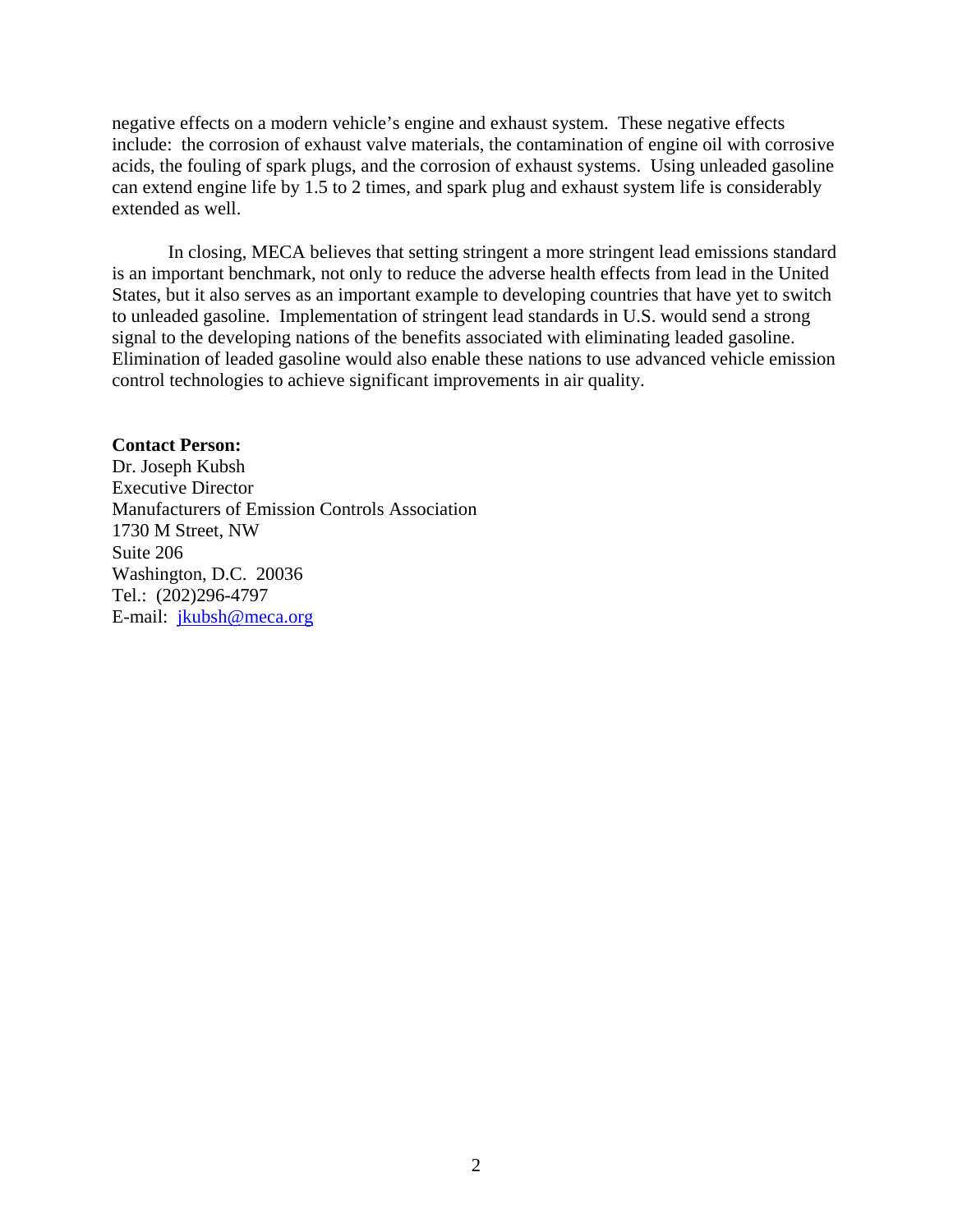negative effects on a modern vehicle's engine and exhaust system. These negative effects include: the corrosion of exhaust valve materials, the contamination of engine oil with corrosive acids, the fouling of spark plugs, and the corrosion of exhaust systems. Using unleaded gasoline can extend engine life by 1.5 to 2 times, and spark plug and exhaust system life is considerably extended as well.

In closing, MECA believes that setting stringent a more stringent lead emissions standard is an important benchmark, not only to reduce the adverse health effects from lead in the United States, but it also serves as an important example to developing countries that have yet to switch to unleaded gasoline. Implementation of stringent lead standards in U.S. would send a strong signal to the developing nations of the benefits associated with eliminating leaded gasoline. Elimination of leaded gasoline would also enable these nations to use advanced vehicle emission control technologies to achieve significant improvements in air quality.

**Contact Person:**
Dr. Joseph Kubsh
Executive Director
Manufacturers of Emission Controls Association
1730 M Street, NW
Suite 206
Washington, D.C. 20036
Tel.: (202)296-4797
E-mail: jkubsh@meca.org